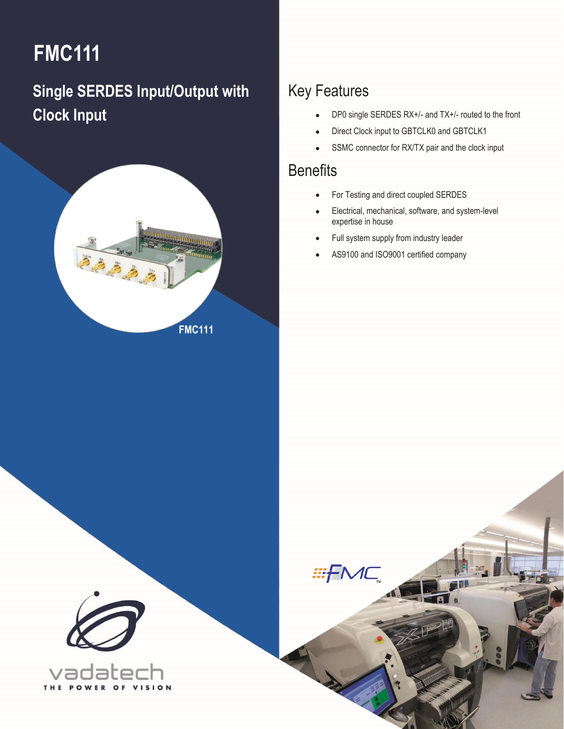# FMC111

## Single SERDES Input/Output with Clock Input

FMC111

## Key Features

- DP0 single SERDES RX+/- and TX+/- routed to the front
- Direct Clock input to GBTCLK0 and GBTCLK1
- SSMC connector for RX/TX pair and the clock input

## Benefits

- For Testing and direct coupled SERDES
- Electrical, mechanical, software, and system-level expertise in house
- Full system supply from industry leader
- AS9100 and ISO9001 certified company

vadatech
THE POWER OF VISION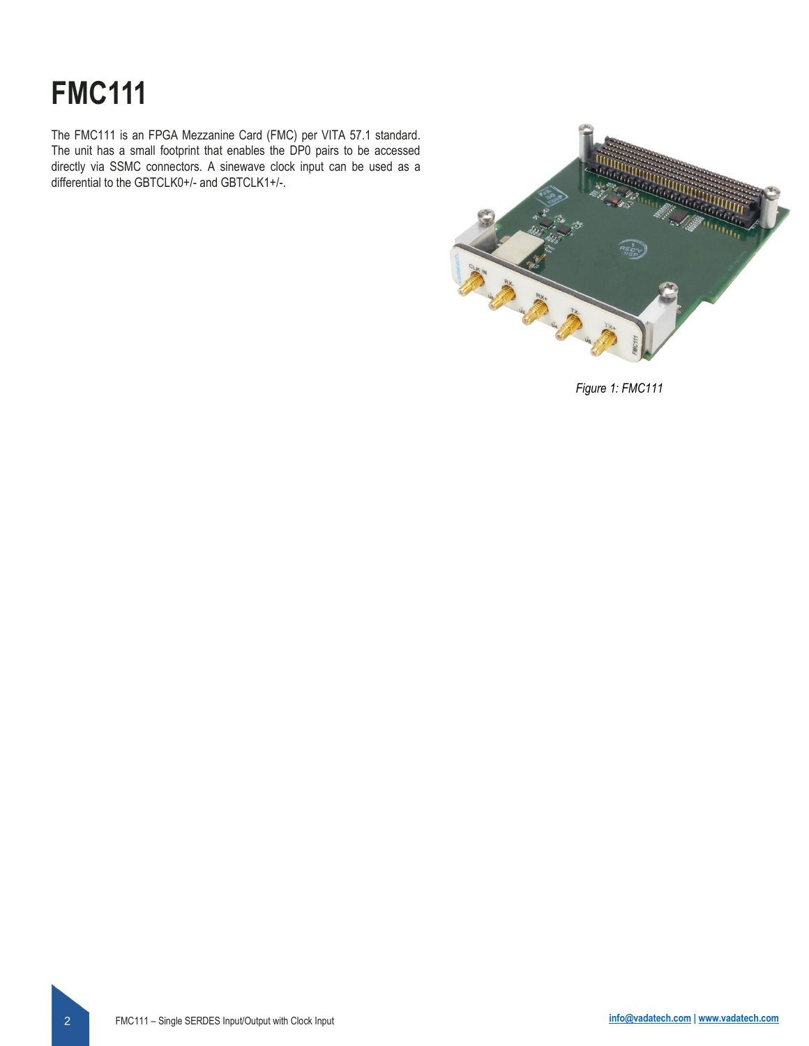# FMC111

The FMC111 is an FPGA Mezzanine Card (FMC) per VITA 57.1 standard. The unit has a small footprint that enables the DP0 pairs to be accessed directly via SSMC connectors. A sinewave clock input can be used as a differential to the GBTCLK0+/- and GBTCLK1+/-.

*Figure 1: FMC111*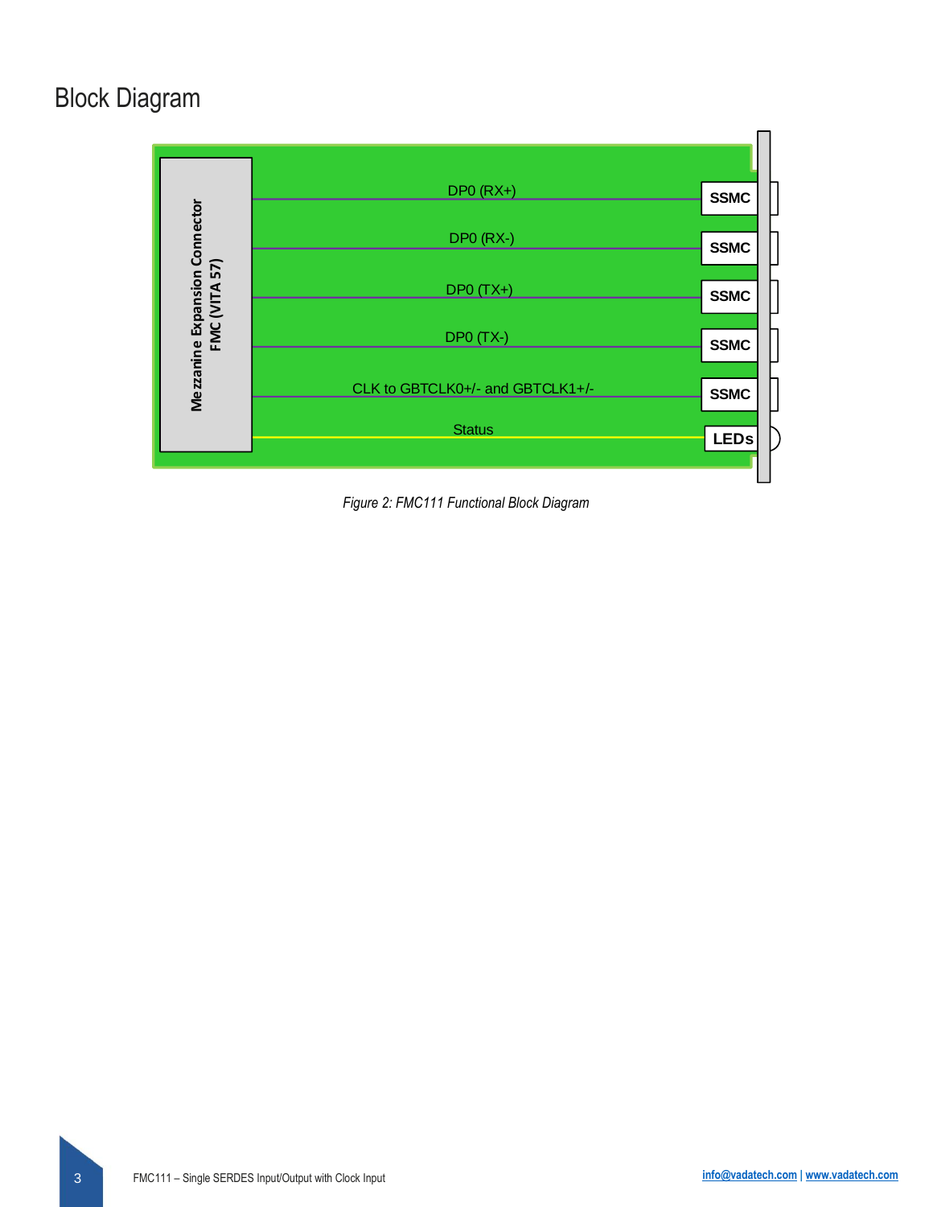# Block Diagram

Mezzanine Expansion Connector FMC (VITA 57)

DP0 (RX+) — SSMC

DP0 (RX-) — SSMC

DP0 (TX+) — SSMC

DP0 (TX-) — SSMC

CLK to GBTCLK0+/- and GBTCLK1+/- — SSMC

Status — LEDs

*Figure 2: FMC111 Functional Block Diagram*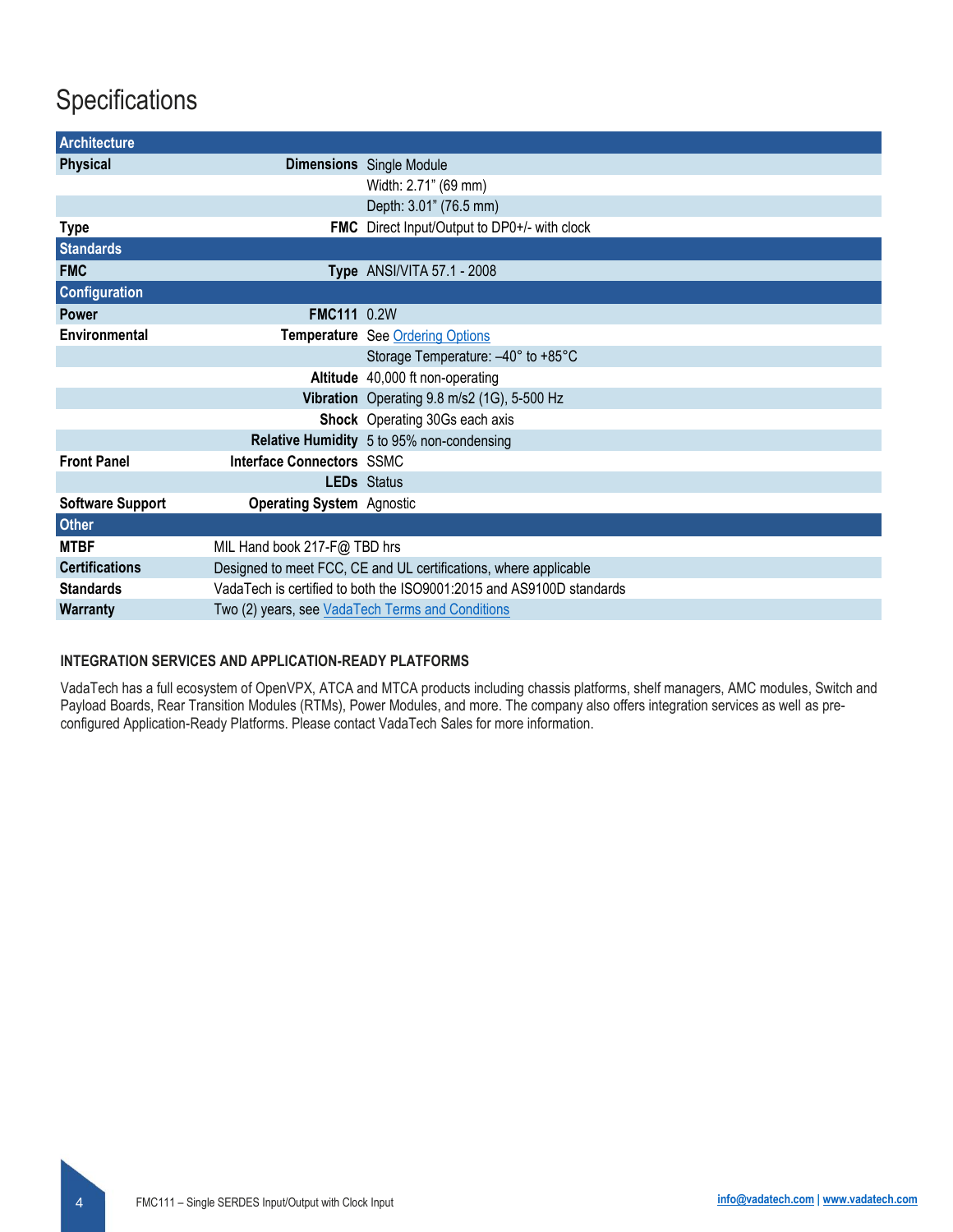# Specifications

| Architecture | | |
|---|---|---|
| **Physical** | **Dimensions** | Single Module |
| | | Width: 2.71" (69 mm) |
| | | Depth: 3.01" (76.5 mm) |
| **Type** | **FMC** | Direct Input/Output to DP0+/- with clock |
| **Standards** | | |
| **FMC** | **Type** | ANSI/VITA 57.1 - 2008 |
| **Configuration** | | |
| **Power** | **FMC111** | 0.2W |
| **Environmental** | **Temperature** | See Ordering Options |
| | | Storage Temperature: –40° to +85°C |
| | **Altitude** | 40,000 ft non-operating |
| | **Vibration** | Operating 9.8 m/s2 (1G), 5-500 Hz |
| | **Shock** | Operating 30Gs each axis |
| | **Relative Humidity** | 5 to 95% non-condensing |
| **Front Panel** | **Interface Connectors** | SSMC |
| | **LEDs** | Status |
| **Software Support** | **Operating System** | Agnostic |
| **Other** | | |
| **MTBF** | MIL Hand book 217-F@ TBD hrs | |
| **Certifications** | Designed to meet FCC, CE and UL certifications, where applicable | |
| **Standards** | VadaTech is certified to both the ISO9001:2015 and AS9100D standards | |
| **Warranty** | Two (2) years, see VadaTech Terms and Conditions | |

### INTEGRATION SERVICES AND APPLICATION-READY PLATFORMS

VadaTech has a full ecosystem of OpenVPX, ATCA and MTCA products including chassis platforms, shelf managers, AMC modules, Switch and Payload Boards, Rear Transition Modules (RTMs), Power Modules, and more. The company also offers integration services as well as pre-configured Application-Ready Platforms. Please contact VadaTech Sales for more information.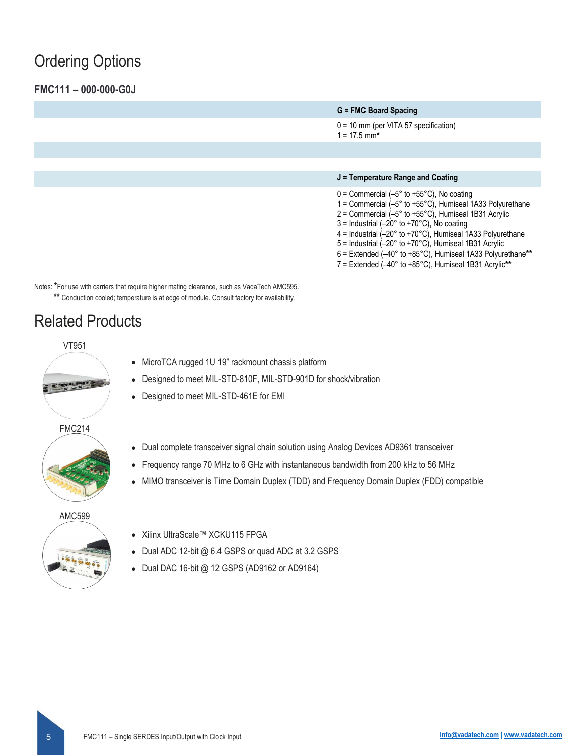## Ordering Options

**FMC111 – 000-000-G0J**

| | | **G = FMC Board Spacing** |
|---|---|---|
| | | 0 = 10 mm (per VITA 57 specification)<br>1 = 17.5 mm* |
| | | |
| | | |
| | | **J = Temperature Range and Coating** |
| | | 0 = Commercial (–5° to +55°C), No coating<br>1 = Commercial (–5° to +55°C), Humiseal 1A33 Polyurethane<br>2 = Commercial (–5° to +55°C), Humiseal 1B31 Acrylic<br>3 = Industrial (–20° to +70°C), No coating<br>4 = Industrial (–20° to +70°C), Humiseal 1A33 Polyurethane<br>5 = Industrial (–20° to +70°C), Humiseal 1B31 Acrylic<br>6 = Extended (–40° to +85°C), Humiseal 1A33 Polyurethane**<br>7 = Extended (–40° to +85°C), Humiseal 1B31 Acrylic** |

Notes: *For use with carriers that require higher mating clearance, such as VadaTech AMC595.
** Conduction cooled; temperature is at edge of module. Consult factory for availability.

## Related Products

**VT951**

- MicroTCA rugged 1U 19" rackmount chassis platform
- Designed to meet MIL-STD-810F, MIL-STD-901D for shock/vibration
- Designed to meet MIL-STD-461E for EMI

**FMC214**

- Dual complete transceiver signal chain solution using Analog Devices AD9361 transceiver
- Frequency range 70 MHz to 6 GHz with instantaneous bandwidth from 200 kHz to 56 MHz
- MIMO transceiver is Time Domain Duplex (TDD) and Frequency Domain Duplex (FDD) compatible

**AMC599**

- Xilinx UltraScale™ XCKU115 FPGA
- Dual ADC 12-bit @ 6.4 GSPS or quad ADC at 3.2 GSPS
- Dual DAC 16-bit @ 12 GSPS (AD9162 or AD9164)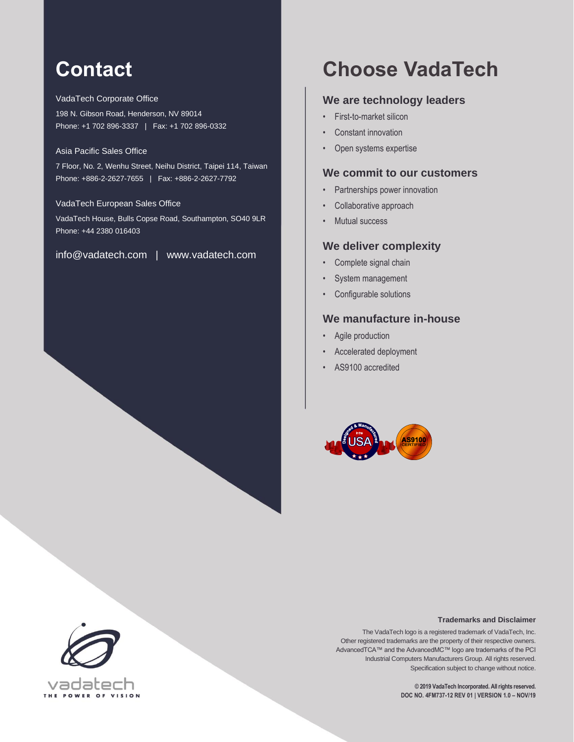# Contact

VadaTech Corporate Office

198 N. Gibson Road, Henderson, NV 89014
Phone: +1 702 896-3337 | Fax: +1 702 896-0332

Asia Pacific Sales Office

7 Floor, No. 2, Wenhu Street, Neihu District, Taipei 114, Taiwan
Phone: +886-2-2627-7655 | Fax: +886-2-2627-7792

VadaTech European Sales Office

VadaTech House, Bulls Copse Road, Southampton, SO40 9LR
Phone: +44 2380 016403

info@vadatech.com | www.vadatech.com

# Choose VadaTech

## We are technology leaders

- First-to-market silicon
- Constant innovation
- Open systems expertise

## We commit to our customers

- Partnerships power innovation
- Collaborative approach
- Mutual success

## We deliver complexity

- Complete signal chain
- System management
- Configurable solutions

## We manufacture in-house

- Agile production
- Accelerated deployment
- AS9100 accredited

**Trademarks and Disclaimer**

The VadaTech logo is a registered trademark of VadaTech, Inc. Other registered trademarks are the property of their respective owners. AdvancedTCA™ and the AdvancedMC™ logo are trademarks of the PCI Industrial Computers Manufacturers Group. All rights reserved. Specification subject to change without notice.

**© 2019 VadaTech Incorporated. All rights reserved.**
**DOC NO. 4FM737-12 REV 01 | VERSION 1.0 – NOV/19**